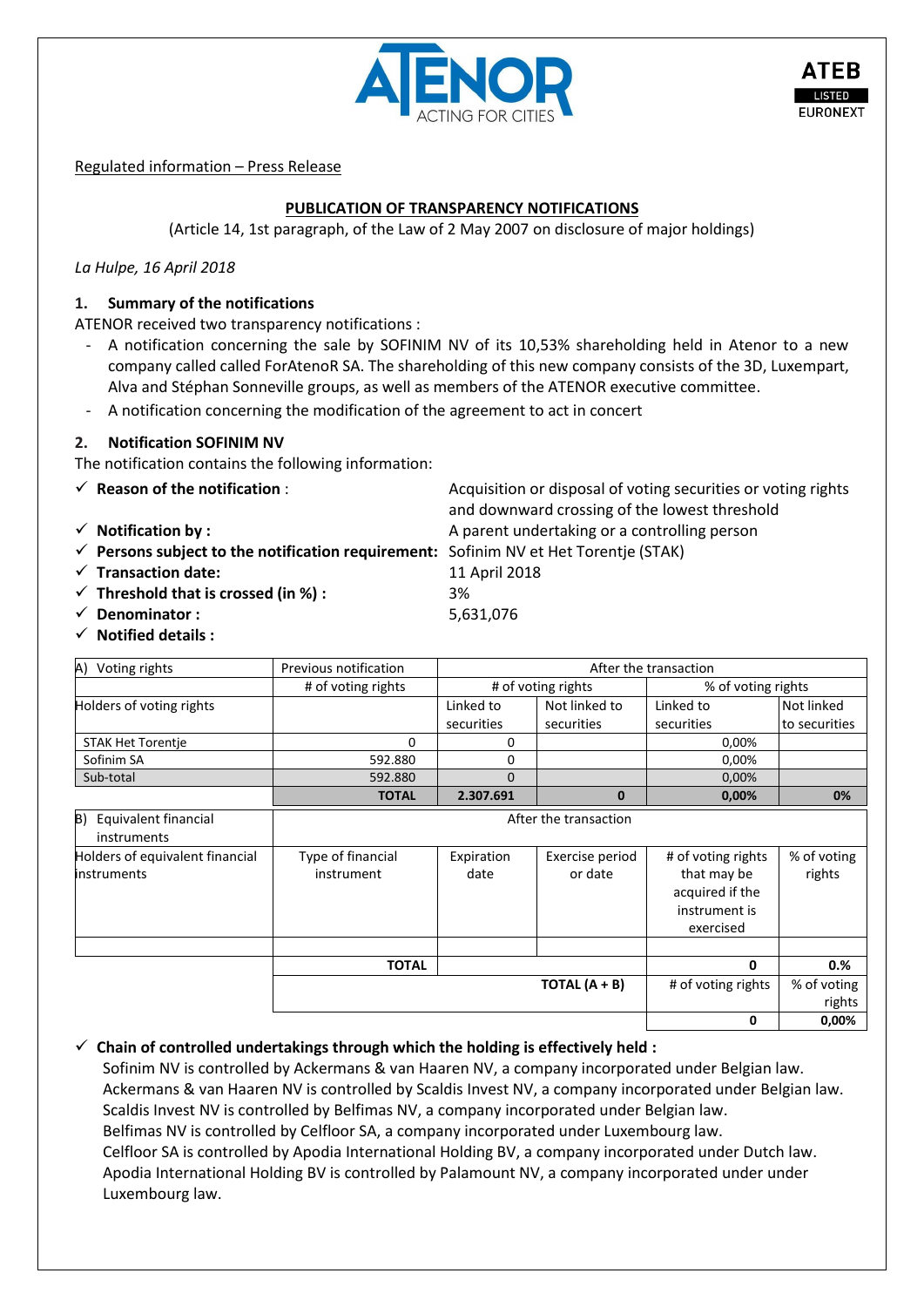Regulated information – Press Release

## PUBLICATION OF TRANSPARENCY NOTIFICATIONS

(Article 14, 1st paragraph, of the Law of 2 May 2007 on disclosure of major holdings)

*La Hulpe, 16 April 2018*

### 1. Summary of the notifications

ATENOR received two transparency notifications :

- A notification concerning the sale by SOFINIM NV of its 10,53% shareholding held in Atenor to a new company called called ForAtenoR SA. The shareholding of this new company consists of the 3D, Luxempart, Alva and Stéphan Sonneville groups, as well as members of the ATENOR executive committee.
- A notification concerning the modification of the agreement to act in concert

### 2. Notification SOFINIM NV

The notification contains the following information:

- ✓ **Reason of the notification** : Acquisition or disposal of voting securities or voting rights and downward crossing of the lowest threshold
- ✓ **Notification by :** A parent undertaking or a controlling person
- ✓ **Persons subject to the notification requirement:** Sofinim NV et Het Torentje (STAK)
- ✓ **Transaction date:** 11 April 2018
- ✓ **Threshold that is crossed (in %) :** 3%
- ✓ **Denominator :** 5,631,076
- ✓ **Notified details :**

| A) Voting rights | Previous notification | After the transaction | | | |
|---|---|---|---|---|---|
| | # of voting rights | # of voting rights | | % of voting rights | |
| Holders of voting rights | | Linked to securities | Not linked to securities | Linked to securities | Not linked to securities |
| STAK Het Torentje | 0 | 0 | | 0,00% | |
| Sofinim SA | 592.880 | 0 | | 0,00% | |
| Sub-total | 592.880 | 0 | | 0,00% | |
| | **TOTAL** | **2.307.691** | **0** | **0,00%** | **0%** |

| B) Equivalent financial instruments | After the transaction | | | | |
|---|---|---|---|---|---|
| Holders of equivalent financial instruments | Type of financial instrument | Expiration date | Exercise period or date | # of voting rights that may be acquired if the instrument is exercised | % of voting rights |
| | | | | | |
| | **TOTAL** | | | 0 | 0.% |
| | | | **TOTAL (A + B)** | # of voting rights | % of voting rights |
| | | | | 0 | 0,00% |

- ✓ **Chain of controlled undertakings through which the holding is effectively held :**

  Sofinim NV is controlled by Ackermans & van Haaren NV, a company incorporated under Belgian law.
  Ackermans & van Haaren NV is controlled by Scaldis Invest NV, a company incorporated under Belgian law.
  Scaldis Invest NV is controlled by Belfimas NV, a company incorporated under Belgian law.
  Belfimas NV is controlled by Celfloor SA, a company incorporated under Luxembourg law.
  Celfloor SA is controlled by Apodia International Holding BV, a company incorporated under Dutch law.
  Apodia International Holding BV is controlled by Palamount NV, a company incorporated under under Luxembourg law.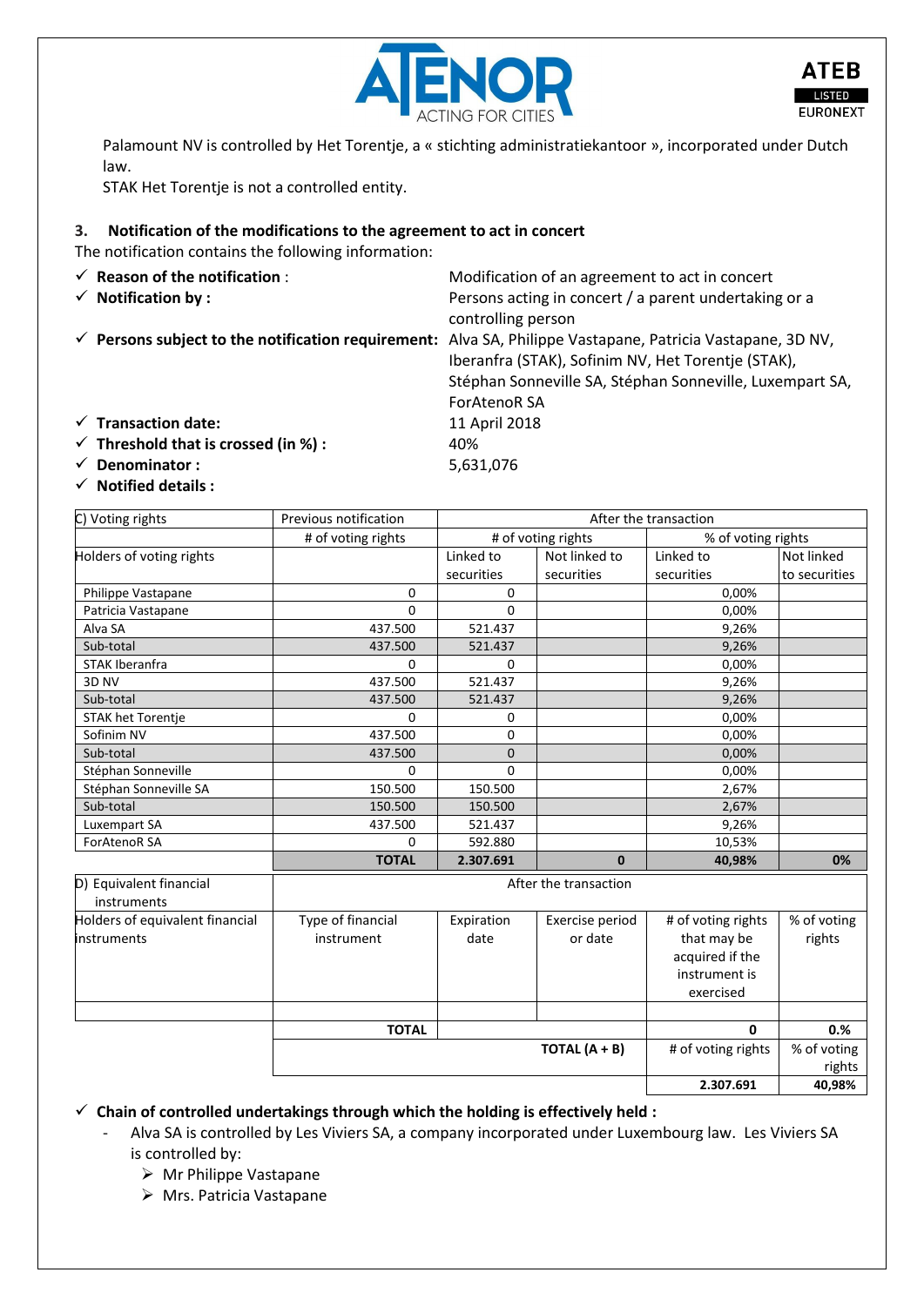Palamount NV is controlled by Het Torentje, a « stichting administratiekantoor », incorporated under Dutch law.
STAK Het Torentje is not a controlled entity.

### 3. Notification of the modifications to the agreement to act in concert

The notification contains the following information:

- ✓ **Reason of the notification** : Modification of an agreement to act in concert
- ✓ **Notification by :** Persons acting in concert / a parent undertaking or a controlling person
- ✓ **Persons subject to the notification requirement:** Alva SA, Philippe Vastapane, Patricia Vastapane, 3D NV, Iberanfra (STAK), Sofinim NV, Het Torentje (STAK), Stéphan Sonneville SA, Stéphan Sonneville, Luxempart SA, ForAtenoR SA
- ✓ **Transaction date:** 11 April 2018
- ✓ **Threshold that is crossed (in %) :** 40%
- ✓ **Denominator :** 5,631,076
- ✓ **Notified details :**

| C) Voting rights | Previous notification | After the transaction | | | |
|---|---|---|---|---|---|
| | # of voting rights | # of voting rights | | % of voting rights | |
| Holders of voting rights | | Linked to securities | Not linked to securities | Linked to securities | Not linked to securities |
| Philippe Vastapane | 0 | 0 | | 0,00% | |
| Patricia Vastapane | 0 | 0 | | 0,00% | |
| Alva SA | 437.500 | 521.437 | | 9,26% | |
| Sub-total | 437.500 | 521.437 | | 9,26% | |
| STAK Iberanfra | 0 | 0 | | 0,00% | |
| 3D NV | 437.500 | 521.437 | | 9,26% | |
| Sub-total | 437.500 | 521.437 | | 9,26% | |
| STAK het Torentje | 0 | 0 | | 0,00% | |
| Sofinim NV | 437.500 | 0 | | 0,00% | |
| Sub-total | 437.500 | 0 | | 0,00% | |
| Stéphan Sonneville | 0 | 0 | | 0,00% | |
| Stéphan Sonneville SA | 150.500 | 150.500 | | 2,67% | |
| Sub-total | 150.500 | 150.500 | | 2,67% | |
| Luxempart SA | 437.500 | 521.437 | | 9,26% | |
| ForAtenoR SA | 0 | 592.880 | | 10,53% | |
| | **TOTAL** | **2.307.691** | **0** | **40,98%** | **0%** |

| D) Equivalent financial instruments | After the transaction | | | | |
|---|---|---|---|---|---|
| Holders of equivalent financial instruments | Type of financial instrument | Expiration date | Exercise period or date | # of voting rights that may be acquired if the instrument is exercised | % of voting rights |
| | | | | | |
| | **TOTAL** | | | **0** | **0.%** |
| | | | **TOTAL (A + B)** | # of voting rights | % of voting rights |
| | | | | **2.307.691** | **40,98%** |

- ✓ **Chain of controlled undertakings through which the holding is effectively held :**
  - Alva SA is controlled by Les Viviers SA, a company incorporated under Luxembourg law. Les Viviers SA is controlled by:
    - Mr Philippe Vastapane
    - Mrs. Patricia Vastapane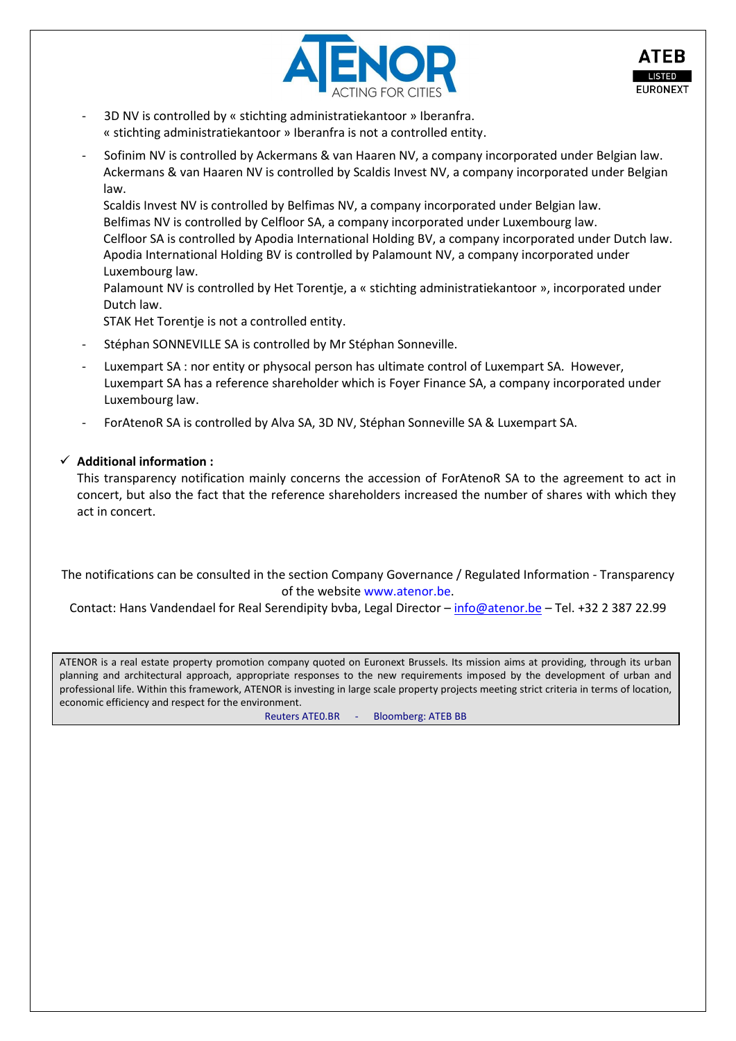- 3D NV is controlled by « stichting administratiekantoor » Iberanfra.
  « stichting administratiekantoor » Iberanfra is not a controlled entity.
- Sofinim NV is controlled by Ackermans & van Haaren NV, a company incorporated under Belgian law.
  Ackermans & van Haaren NV is controlled by Scaldis Invest NV, a company incorporated under Belgian law.
  Scaldis Invest NV is controlled by Belfimas NV, a company incorporated under Belgian law.
  Belfimas NV is controlled by Celfloor SA, a company incorporated under Luxembourg law.
  Celfloor SA is controlled by Apodia International Holding BV, a company incorporated under Dutch law.
  Apodia International Holding BV is controlled by Palamount NV, a company incorporated under Luxembourg law.
  Palamount NV is controlled by Het Torentje, a « stichting administratiekantoor », incorporated under Dutch law.
  STAK Het Torentje is not a controlled entity.
- Stéphan SONNEVILLE SA is controlled by Mr Stéphan Sonneville.
- Luxempart SA : nor entity or physocal person has ultimate control of Luxempart SA. However, Luxempart SA has a reference shareholder which is Foyer Finance SA, a company incorporated under Luxembourg law.
- ForAtenoR SA is controlled by Alva SA, 3D NV, Stéphan Sonneville SA & Luxempart SA.

✓ **Additional information :**

This transparency notification mainly concerns the accession of ForAtenoR SA to the agreement to act in concert, but also the fact that the reference shareholders increased the number of shares with which they act in concert.

The notifications can be consulted in the section Company Governance / Regulated Information - Transparency of the website www.atenor.be.

Contact: Hans Vandendael for Real Serendipity bvba, Legal Director – info@atenor.be – Tel. +32 2 387 22.99

ATENOR is a real estate property promotion company quoted on Euronext Brussels. Its mission aims at providing, through its urban planning and architectural approach, appropriate responses to the new requirements imposed by the development of urban and professional life. Within this framework, ATENOR is investing in large scale property projects meeting strict criteria in terms of location, economic efficiency and respect for the environment.

Reuters ATE0.BR - Bloomberg: ATEB BB